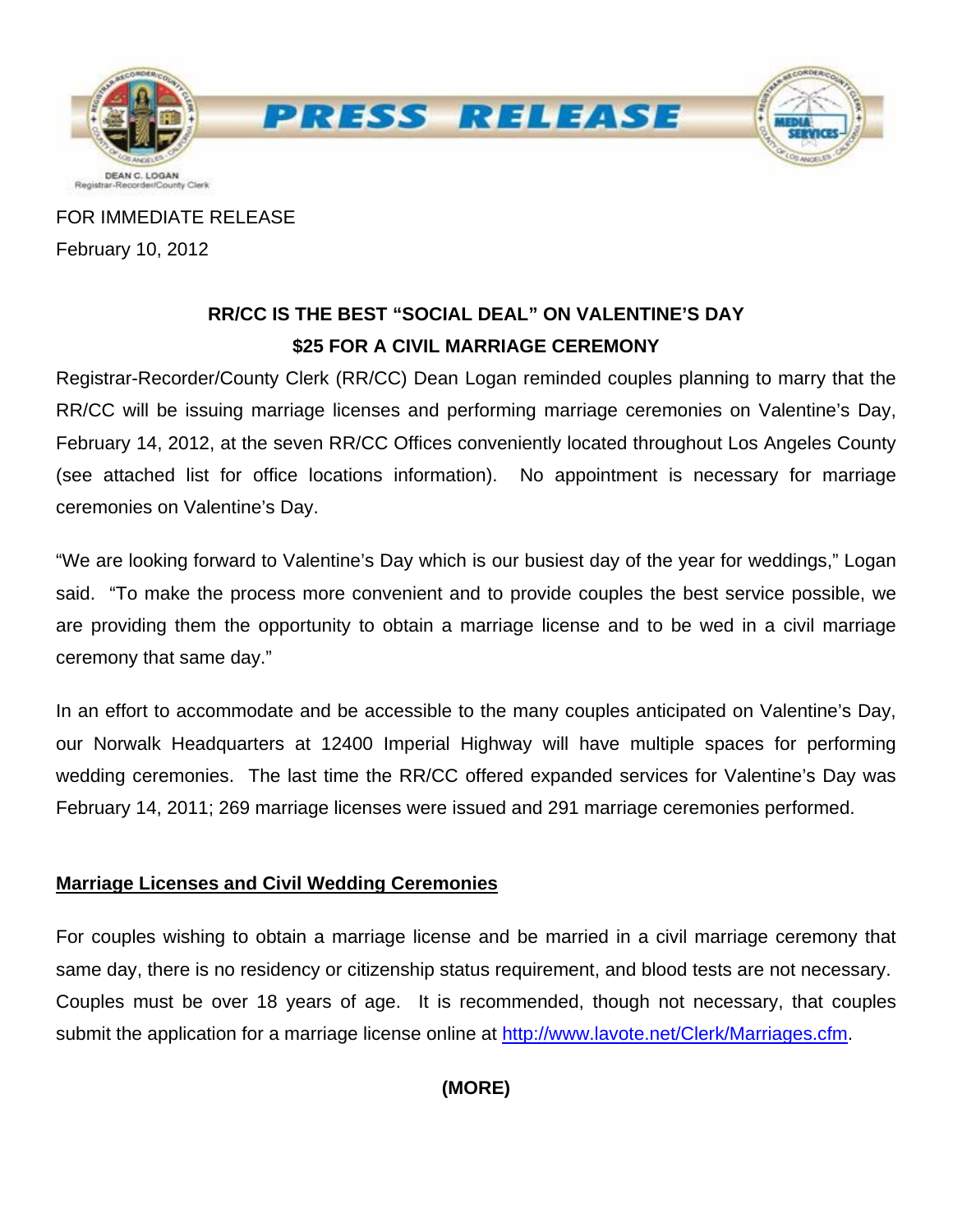# PRESS RELEASE

DEAN C. LOGAN
Registrar-Recorder/County Clerk

FOR IMMEDIATE RELEASE
February 10, 2012

## RR/CC IS THE BEST "SOCIAL DEAL" ON VALENTINE'S DAY
## $25 FOR A CIVIL MARRIAGE CEREMONY

Registrar-Recorder/County Clerk (RR/CC) Dean Logan reminded couples planning to marry that the RR/CC will be issuing marriage licenses and performing marriage ceremonies on Valentine's Day, February 14, 2012, at the seven RR/CC Offices conveniently located throughout Los Angeles County (see attached list for office locations information). No appointment is necessary for marriage ceremonies on Valentine's Day.

"We are looking forward to Valentine's Day which is our busiest day of the year for weddings," Logan said. "To make the process more convenient and to provide couples the best service possible, we are providing them the opportunity to obtain a marriage license and to be wed in a civil marriage ceremony that same day."

In an effort to accommodate and be accessible to the many couples anticipated on Valentine's Day, our Norwalk Headquarters at 12400 Imperial Highway will have multiple spaces for performing wedding ceremonies. The last time the RR/CC offered expanded services for Valentine's Day was February 14, 2011; 269 marriage licenses were issued and 291 marriage ceremonies performed.

### Marriage Licenses and Civil Wedding Ceremonies

For couples wishing to obtain a marriage license and be married in a civil marriage ceremony that same day, there is no residency or citizenship status requirement, and blood tests are not necessary. Couples must be over 18 years of age. It is recommended, though not necessary, that couples submit the application for a marriage license online at http://www.lavote.net/Clerk/Marriages.cfm.

**(MORE)**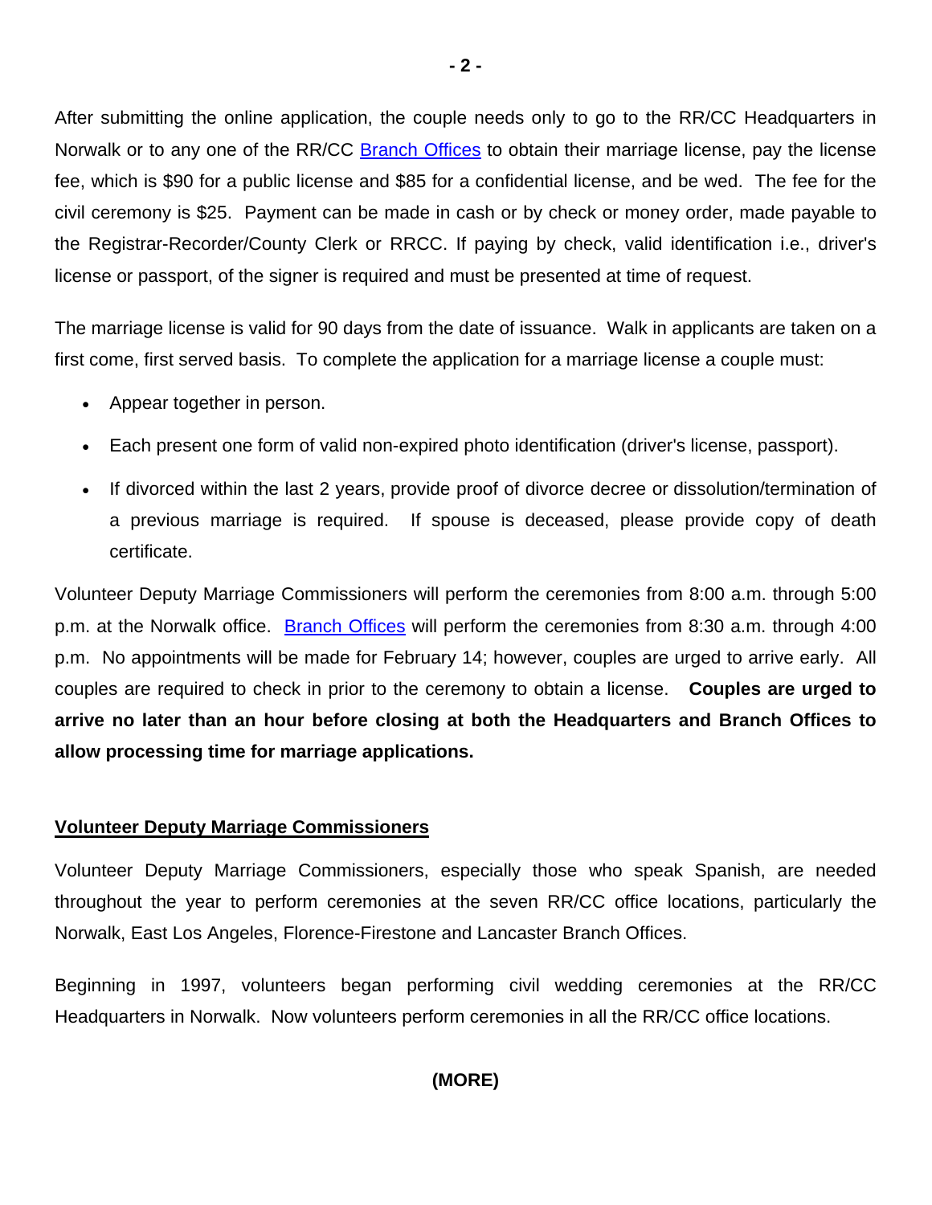After submitting the online application, the couple needs only to go to the RR/CC Headquarters in Norwalk or to any one of the RR/CC Branch Offices to obtain their marriage license, pay the license fee, which is $90 for a public license and $85 for a confidential license, and be wed. The fee for the civil ceremony is $25. Payment can be made in cash or by check or money order, made payable to the Registrar-Recorder/County Clerk or RRCC. If paying by check, valid identification i.e., driver's license or passport, of the signer is required and must be presented at time of request.

The marriage license is valid for 90 days from the date of issuance. Walk in applicants are taken on a first come, first served basis. To complete the application for a marriage license a couple must:

- Appear together in person.
- Each present one form of valid non-expired photo identification (driver's license, passport).
- If divorced within the last 2 years, provide proof of divorce decree or dissolution/termination of a previous marriage is required. If spouse is deceased, please provide copy of death certificate.

Volunteer Deputy Marriage Commissioners will perform the ceremonies from 8:00 a.m. through 5:00 p.m. at the Norwalk office. Branch Offices will perform the ceremonies from 8:30 a.m. through 4:00 p.m. No appointments will be made for February 14; however, couples are urged to arrive early. All couples are required to check in prior to the ceremony to obtain a license. **Couples are urged to arrive no later than an hour before closing at both the Headquarters and Branch Offices to allow processing time for marriage applications.**

## Volunteer Deputy Marriage Commissioners

Volunteer Deputy Marriage Commissioners, especially those who speak Spanish, are needed throughout the year to perform ceremonies at the seven RR/CC office locations, particularly the Norwalk, East Los Angeles, Florence-Firestone and Lancaster Branch Offices.

Beginning in 1997, volunteers began performing civil wedding ceremonies at the RR/CC Headquarters in Norwalk. Now volunteers perform ceremonies in all the RR/CC office locations.

**(MORE)**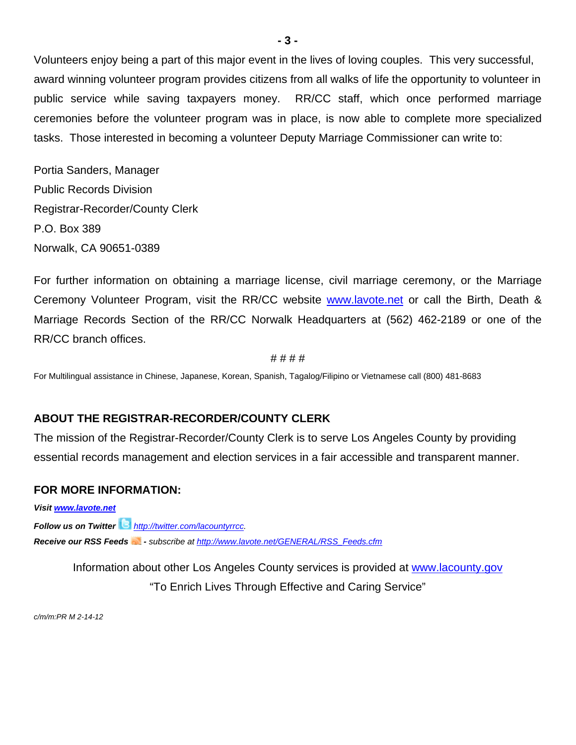Volunteers enjoy being a part of this major event in the lives of loving couples. This very successful, award winning volunteer program provides citizens from all walks of life the opportunity to volunteer in public service while saving taxpayers money. RR/CC staff, which once performed marriage ceremonies before the volunteer program was in place, is now able to complete more specialized tasks. Those interested in becoming a volunteer Deputy Marriage Commissioner can write to:

Portia Sanders, Manager
Public Records Division
Registrar-Recorder/County Clerk
P.O. Box 389
Norwalk, CA 90651-0389

For further information on obtaining a marriage license, civil marriage ceremony, or the Marriage Ceremony Volunteer Program, visit the RR/CC website www.lavote.net or call the Birth, Death & Marriage Records Section of the RR/CC Norwalk Headquarters at (562) 462-2189 or one of the RR/CC branch offices.

# # # #

For Multilingual assistance in Chinese, Japanese, Korean, Spanish, Tagalog/Filipino or Vietnamese call (800) 481-8683

## ABOUT THE REGISTRAR-RECORDER/COUNTY CLERK

The mission of the Registrar-Recorder/County Clerk is to serve Los Angeles County by providing essential records management and election services in a fair accessible and transparent manner.

## FOR MORE INFORMATION:

***Visit www.lavote.net***

***Follow us on Twitter*** *http://twitter.com/lacountyrrcc.*

***Receive our RSS Feeds*** *- subscribe at http://www.lavote.net/GENERAL/RSS_Feeds.cfm*

Information about other Los Angeles County services is provided at www.lacounty.gov

"To Enrich Lives Through Effective and Caring Service"

*c/m/m:PR M 2-14-12*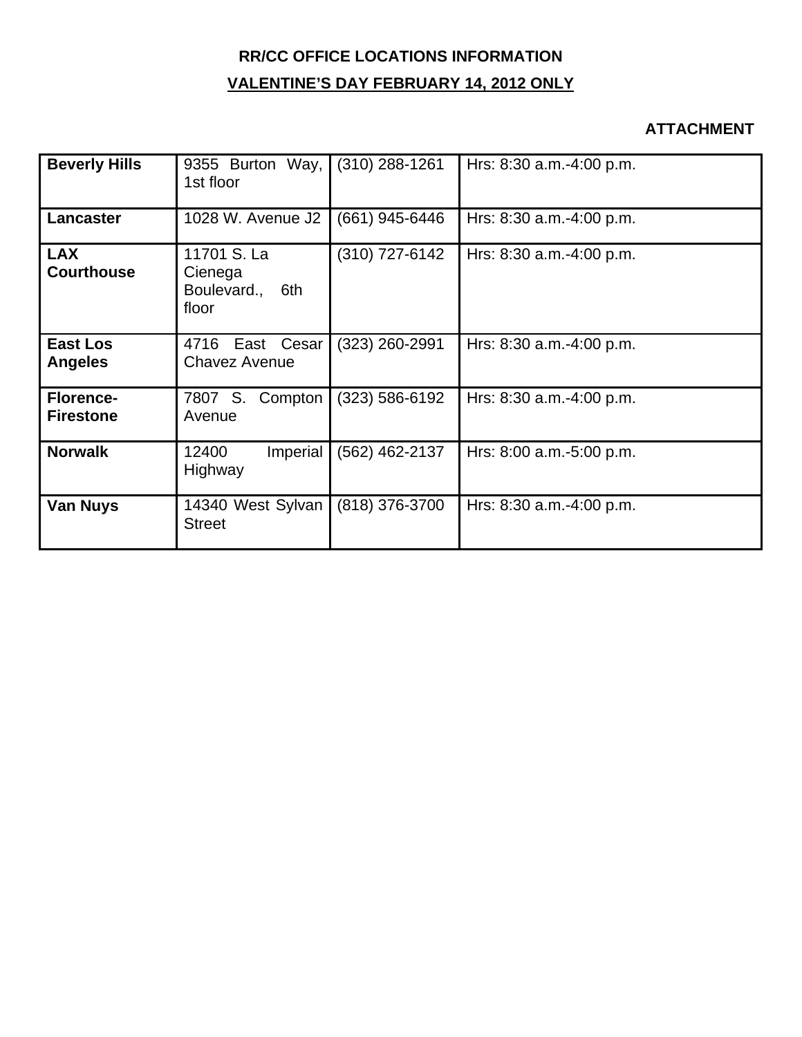**RR/CC OFFICE LOCATIONS INFORMATION**

**VALENTINE'S DAY FEBRUARY 14, 2012 ONLY**

**ATTACHMENT**

| | | | |
|---|---|---|---|
| **Beverly Hills** | 9355 Burton Way, 1st floor | (310) 288-1261 | Hrs: 8:30 a.m.-4:00 p.m. |
| **Lancaster** | 1028 W. Avenue J2 | (661) 945-6446 | Hrs: 8:30 a.m.-4:00 p.m. |
| **LAX Courthouse** | 11701 S. La Cienega Boulevard., 6th floor | (310) 727-6142 | Hrs: 8:30 a.m.-4:00 p.m. |
| **East Los Angeles** | 4716 East Cesar Chavez Avenue | (323) 260-2991 | Hrs: 8:30 a.m.-4:00 p.m. |
| **Florence-Firestone** | 7807 S. Compton Avenue | (323) 586-6192 | Hrs: 8:30 a.m.-4:00 p.m. |
| **Norwalk** | 12400 Imperial Highway | (562) 462-2137 | Hrs: 8:00 a.m.-5:00 p.m. |
| **Van Nuys** | 14340 West Sylvan Street | (818) 376-3700 | Hrs: 8:30 a.m.-4:00 p.m. |